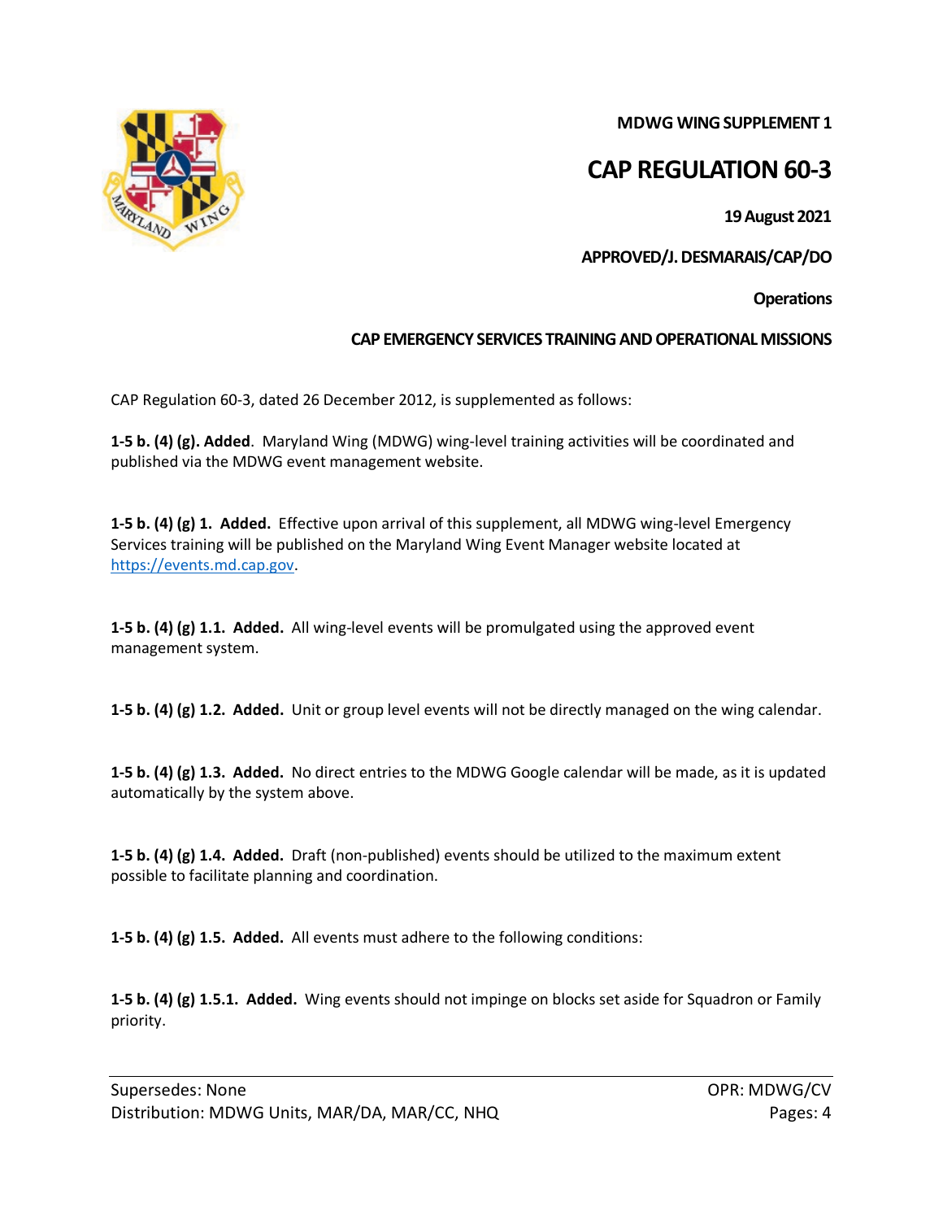**MDWG WING SUPPLEMENT 1**

# CAP REGULATION 60-3

**19 August 2021**

**APPROVED/J. DESMARAIS/CAP/DO**

**Operations**

## CAP EMERGENCY SERVICES TRAINING AND OPERATIONAL MISSIONS

CAP Regulation 60-3, dated 26 December 2012, is supplemented as follows:

**1-5 b. (4) (g). Added**. Maryland Wing (MDWG) wing-level training activities will be coordinated and published via the MDWG event management website.

**1-5 b. (4) (g) 1. Added.** Effective upon arrival of this supplement, all MDWG wing-level Emergency Services training will be published on the Maryland Wing Event Manager website located at https://events.md.cap.gov.

**1-5 b. (4) (g) 1.1. Added.** All wing-level events will be promulgated using the approved event management system.

**1-5 b. (4) (g) 1.2. Added.** Unit or group level events will not be directly managed on the wing calendar.

**1-5 b. (4) (g) 1.3. Added.** No direct entries to the MDWG Google calendar will be made, as it is updated automatically by the system above.

**1-5 b. (4) (g) 1.4. Added.** Draft (non-published) events should be utilized to the maximum extent possible to facilitate planning and coordination.

**1-5 b. (4) (g) 1.5. Added.** All events must adhere to the following conditions:

**1-5 b. (4) (g) 1.5.1. Added.** Wing events should not impinge on blocks set aside for Squadron or Family priority.

Supersedes: None
Distribution: MDWG Units, MAR/DA, MAR/CC, NHQ

OPR: MDWG/CV
Pages: 4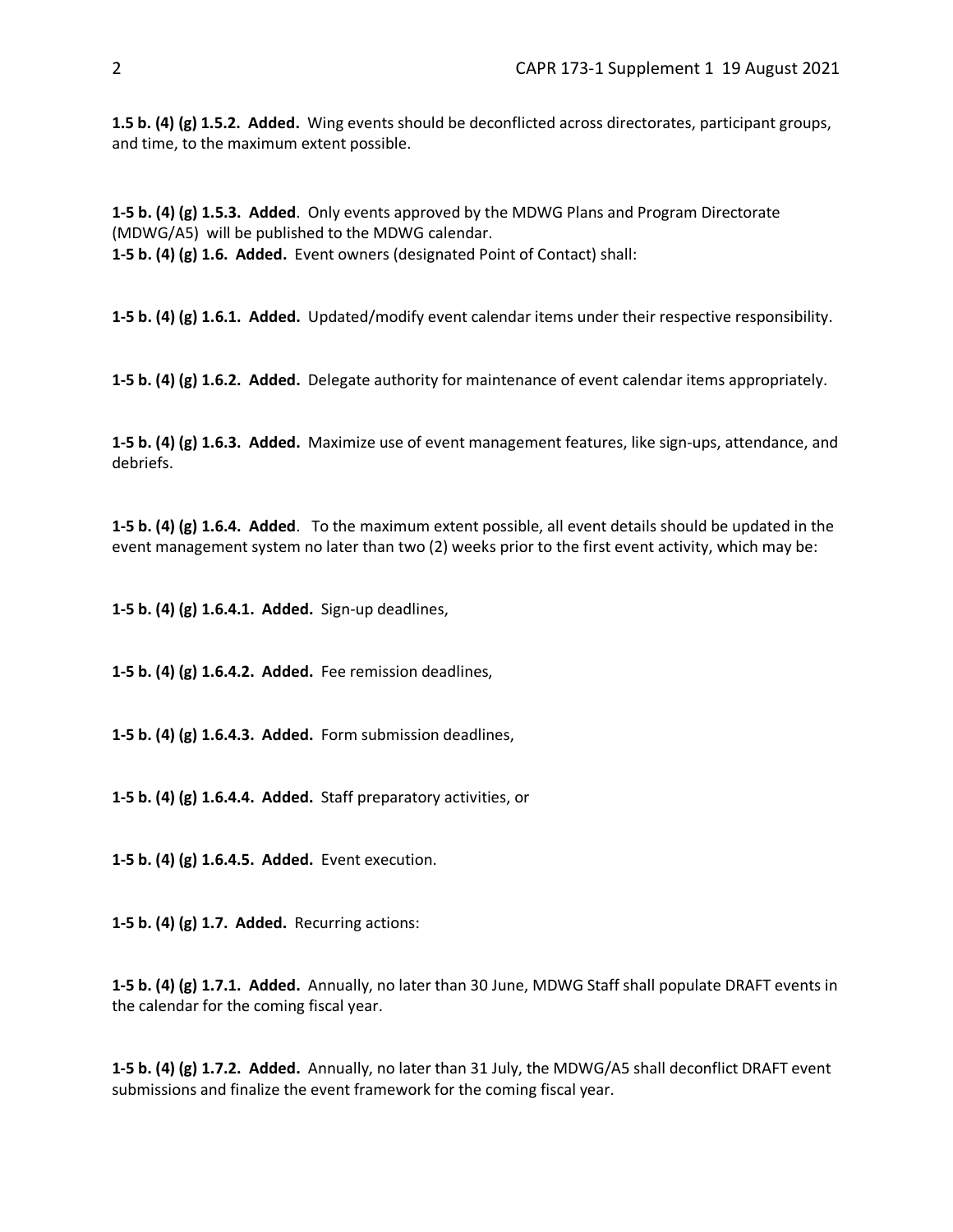**1.5 b. (4) (g) 1.5.2. Added.** Wing events should be deconflicted across directorates, participant groups, and time, to the maximum extent possible.

**1-5 b. (4) (g) 1.5.3. Added**. Only events approved by the MDWG Plans and Program Directorate (MDWG/A5) will be published to the MDWG calendar.
**1-5 b. (4) (g) 1.6. Added.** Event owners (designated Point of Contact) shall:

**1-5 b. (4) (g) 1.6.1. Added.** Updated/modify event calendar items under their respective responsibility.

**1-5 b. (4) (g) 1.6.2. Added.** Delegate authority for maintenance of event calendar items appropriately.

**1-5 b. (4) (g) 1.6.3. Added.** Maximize use of event management features, like sign-ups, attendance, and debriefs.

**1-5 b. (4) (g) 1.6.4. Added**. To the maximum extent possible, all event details should be updated in the event management system no later than two (2) weeks prior to the first event activity, which may be:

**1-5 b. (4) (g) 1.6.4.1. Added.** Sign-up deadlines,

**1-5 b. (4) (g) 1.6.4.2. Added.** Fee remission deadlines,

**1-5 b. (4) (g) 1.6.4.3. Added.** Form submission deadlines,

**1-5 b. (4) (g) 1.6.4.4. Added.** Staff preparatory activities, or

**1-5 b. (4) (g) 1.6.4.5. Added.** Event execution.

**1-5 b. (4) (g) 1.7. Added.** Recurring actions:

**1-5 b. (4) (g) 1.7.1. Added.** Annually, no later than 30 June, MDWG Staff shall populate DRAFT events in the calendar for the coming fiscal year.

**1-5 b. (4) (g) 1.7.2. Added.** Annually, no later than 31 July, the MDWG/A5 shall deconflict DRAFT event submissions and finalize the event framework for the coming fiscal year.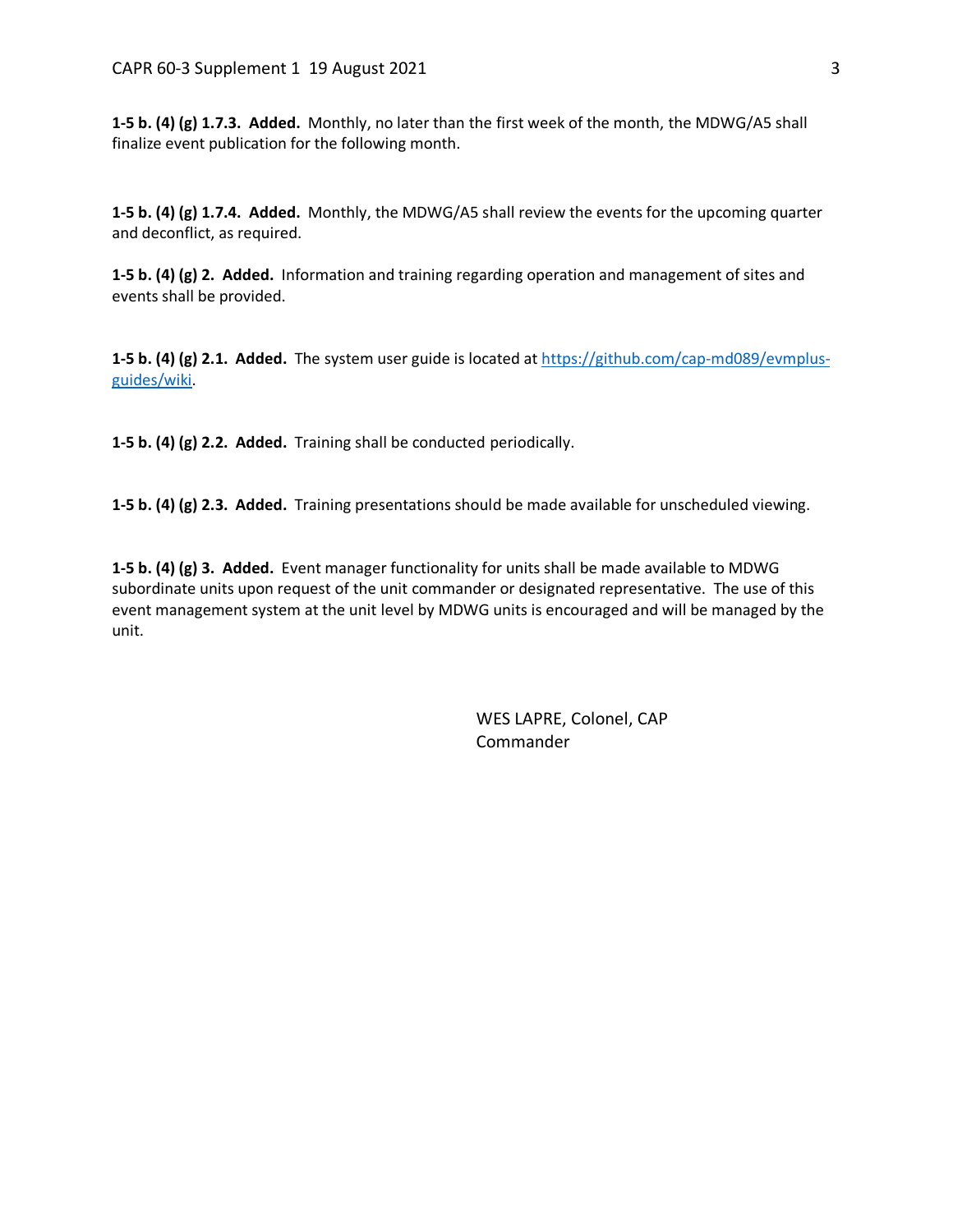**1-5 b. (4) (g) 1.7.3. Added.** Monthly, no later than the first week of the month, the MDWG/A5 shall finalize event publication for the following month.

**1-5 b. (4) (g) 1.7.4. Added.** Monthly, the MDWG/A5 shall review the events for the upcoming quarter and deconflict, as required.

**1-5 b. (4) (g) 2. Added.** Information and training regarding operation and management of sites and events shall be provided.

**1-5 b. (4) (g) 2.1. Added.** The system user guide is located at [https://github.com/cap-md089/evmplus-guides/wiki](https://github.com/cap-md089/evmplus-guides/wiki).

**1-5 b. (4) (g) 2.2. Added.** Training shall be conducted periodically.

**1-5 b. (4) (g) 2.3. Added.** Training presentations should be made available for unscheduled viewing.

**1-5 b. (4) (g) 3. Added.** Event manager functionality for units shall be made available to MDWG subordinate units upon request of the unit commander or designated representative. The use of this event management system at the unit level by MDWG units is encouraged and will be managed by the unit.

WES LAPRE, Colonel, CAP
Commander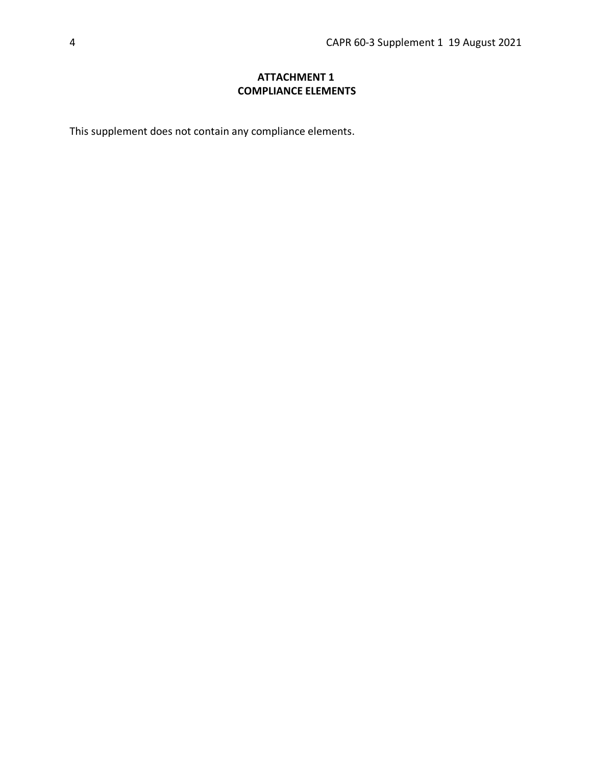## ATTACHMENT 1
## COMPLIANCE ELEMENTS

This supplement does not contain any compliance elements.